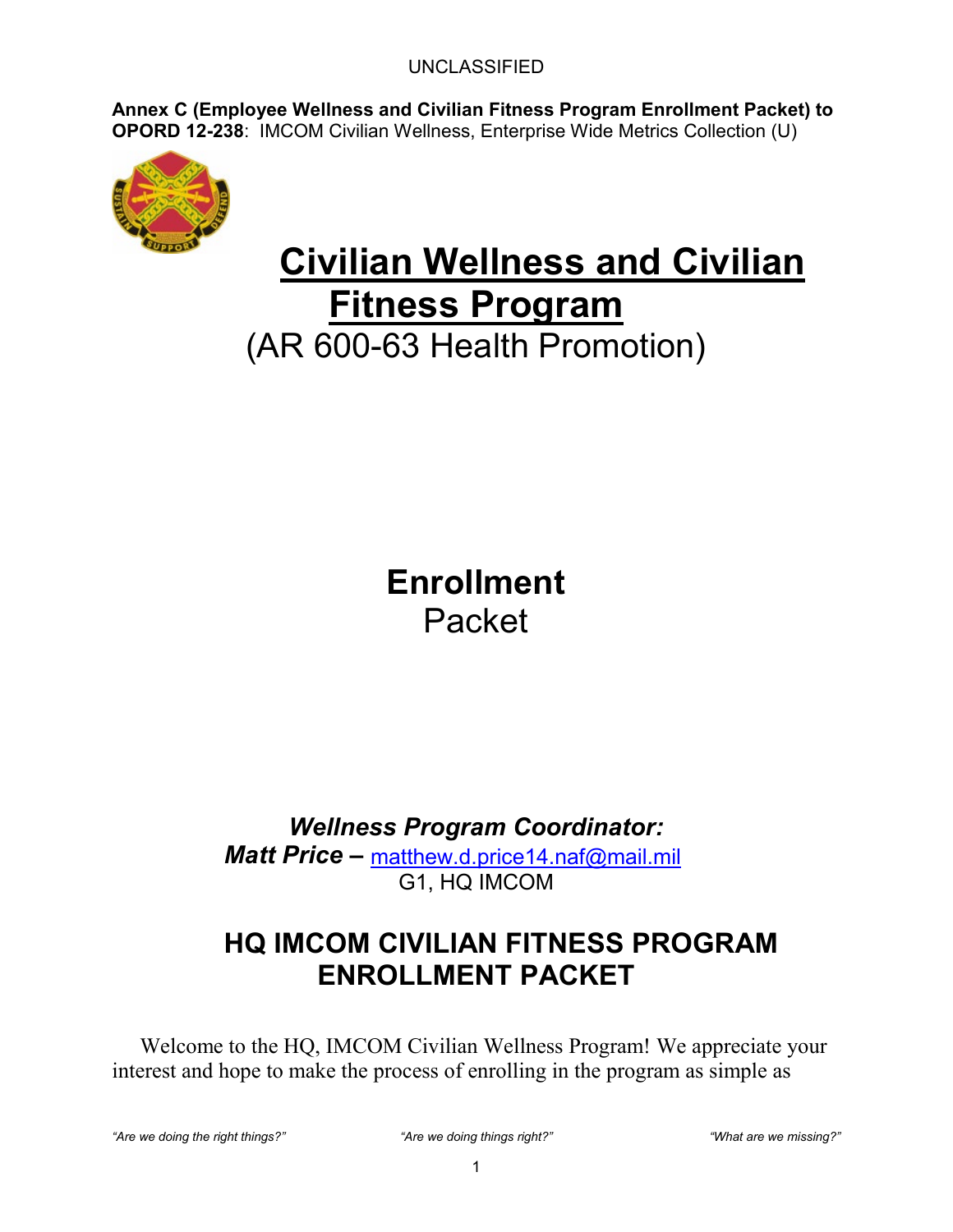UNCLASSIFIED

**Annex C (Employee Wellness and Civilian Fitness Program Enrollment Packet) to OPORD 12-238**: IMCOM Civilian Wellness, Enterprise Wide Metrics Collection (U)

# Civilian Wellness and Civilian Fitness Program

## (AR 600-63 Health Promotion)

## Enrollment Packet

***Wellness Program Coordinator:***
***Matt Price –*** matthew.d.price14.naf@mail.mil
G1, HQ IMCOM

## HQ IMCOM CIVILIAN FITNESS PROGRAM ENROLLMENT PACKET

Welcome to the HQ, IMCOM Civilian Wellness Program! We appreciate your interest and hope to make the process of enrolling in the program as simple as

*"Are we doing the right things?"* *"Are we doing things right?"* *"What are we missing?"*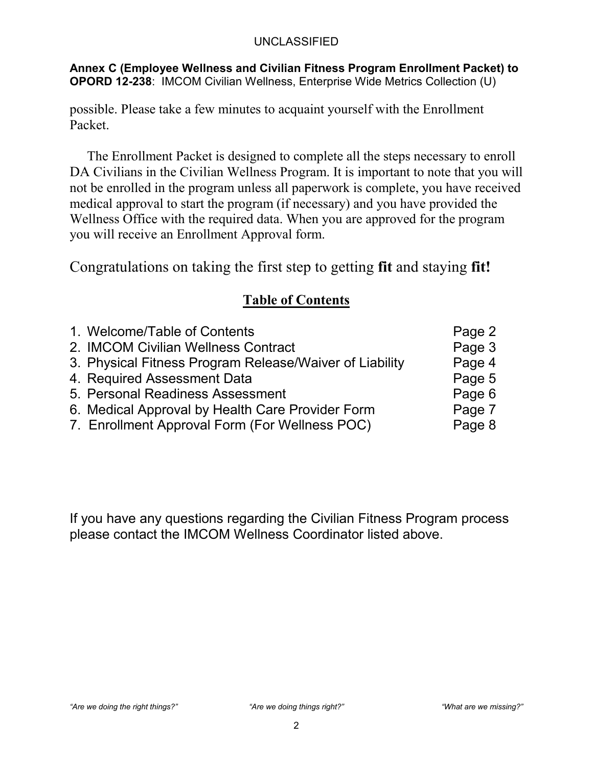possible. Please take a few minutes to acquaint yourself with the Enrollment Packet.

The Enrollment Packet is designed to complete all the steps necessary to enroll DA Civilians in the Civilian Wellness Program. It is important to note that you will not be enrolled in the program unless all paperwork is complete, you have received medical approval to start the program (if necessary) and you have provided the Wellness Office with the required data. When you are approved for the program you will receive an Enrollment Approval form.

Congratulations on taking the first step to getting **fit** and staying **fit!**

## Table of Contents

| | |
|---|---|
| 1. Welcome/Table of Contents | Page 2 |
| 2. IMCOM Civilian Wellness Contract | Page 3 |
| 3. Physical Fitness Program Release/Waiver of Liability | Page 4 |
| 4. Required Assessment Data | Page 5 |
| 5. Personal Readiness Assessment | Page 6 |
| 6. Medical Approval by Health Care Provider Form | Page 7 |
| 7. Enrollment Approval Form (For Wellness POC) | Page 8 |

If you have any questions regarding the Civilian Fitness Program process please contact the IMCOM Wellness Coordinator listed above.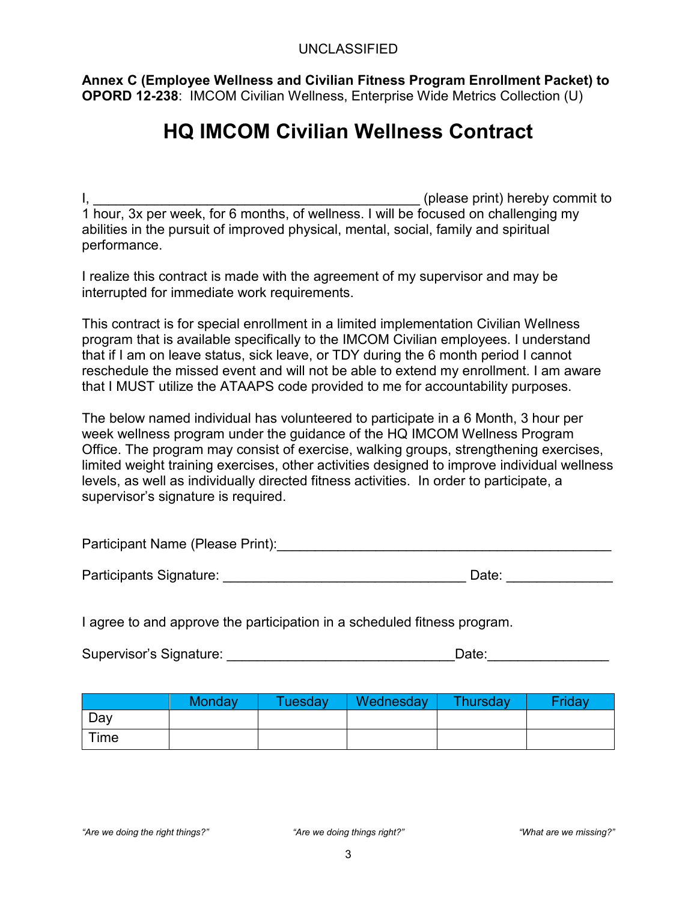UNCLASSIFIED

**Annex C (Employee Wellness and Civilian Fitness Program Enrollment Packet) to OPORD 12-238**: IMCOM Civilian Wellness, Enterprise Wide Metrics Collection (U)

# HQ IMCOM Civilian Wellness Contract

I, ____________________________________________ (please print) hereby commit to 1 hour, 3x per week, for 6 months, of wellness. I will be focused on challenging my abilities in the pursuit of improved physical, mental, social, family and spiritual performance.

I realize this contract is made with the agreement of my supervisor and may be interrupted for immediate work requirements.

This contract is for special enrollment in a limited implementation Civilian Wellness program that is available specifically to the IMCOM Civilian employees. I understand that if I am on leave status, sick leave, or TDY during the 6 month period I cannot reschedule the missed event and will not be able to extend my enrollment. I am aware that I MUST utilize the ATAAPS code provided to me for accountability purposes.

The below named individual has volunteered to participate in a 6 Month, 3 hour per week wellness program under the guidance of the HQ IMCOM Wellness Program Office. The program may consist of exercise, walking groups, strengthening exercises, limited weight training exercises, other activities designed to improve individual wellness levels, as well as individually directed fitness activities. In order to participate, a supervisor's signature is required.

Participant Name (Please Print):_____________________________________________

Participants Signature: ________________________________ Date: ______________

I agree to and approve the participation in a scheduled fitness program.

Supervisor's Signature: ______________________________Date:________________

| | Monday | Tuesday | Wednesday | Thursday | Friday |
|---|---|---|---|---|---|
| Day | | | | | |
| Time | | | | | |

*"Are we doing the right things?"* *"Are we doing things right?"* *"What are we missing?"*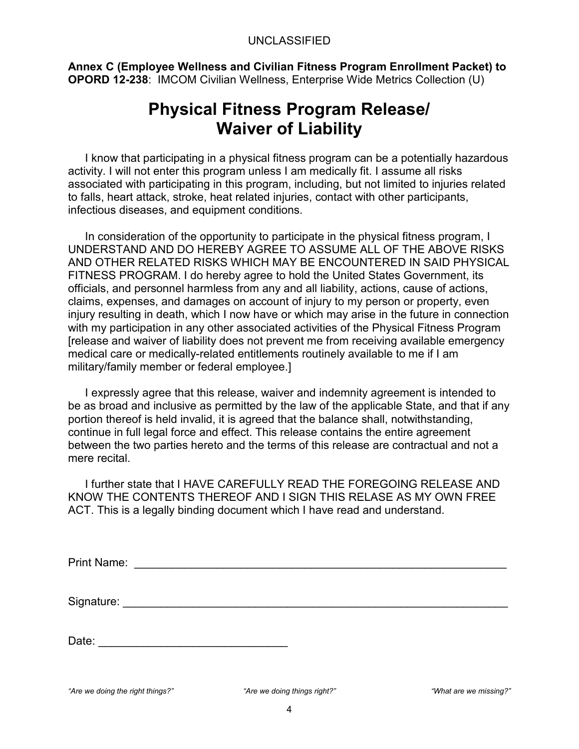UNCLASSIFIED

**Annex C (Employee Wellness and Civilian Fitness Program Enrollment Packet) to OPORD 12-238**: IMCOM Civilian Wellness, Enterprise Wide Metrics Collection (U)

# Physical Fitness Program Release/ Waiver of Liability

I know that participating in a physical fitness program can be a potentially hazardous activity. I will not enter this program unless I am medically fit. I assume all risks associated with participating in this program, including, but not limited to injuries related to falls, heart attack, stroke, heat related injuries, contact with other participants, infectious diseases, and equipment conditions.

In consideration of the opportunity to participate in the physical fitness program, I UNDERSTAND AND DO HEREBY AGREE TO ASSUME ALL OF THE ABOVE RISKS AND OTHER RELATED RISKS WHICH MAY BE ENCOUNTERED IN SAID PHYSICAL FITNESS PROGRAM. I do hereby agree to hold the United States Government, its officials, and personnel harmless from any and all liability, actions, cause of actions, claims, expenses, and damages on account of injury to my person or property, even injury resulting in death, which I now have or which may arise in the future in connection with my participation in any other associated activities of the Physical Fitness Program [release and waiver of liability does not prevent me from receiving available emergency medical care or medically-related entitlements routinely available to me if I am military/family member or federal employee.]

I expressly agree that this release, waiver and indemnity agreement is intended to be as broad and inclusive as permitted by the law of the applicable State, and that if any portion thereof is held invalid, it is agreed that the balance shall, notwithstanding, continue in full legal force and effect. This release contains the entire agreement between the two parties hereto and the terms of this release are contractual and not a mere recital.

I further state that I HAVE CAREFULLY READ THE FOREGOING RELEASE AND KNOW THE CONTENTS THEREOF AND I SIGN THIS RELASE AS MY OWN FREE ACT. This is a legally binding document which I have read and understand.

Print Name: ______________________________________________________________

Signature: _______________________________________________________________

Date: ______________________________

*"Are we doing the right things?"* *"Are we doing things right?"* *"What are we missing?"*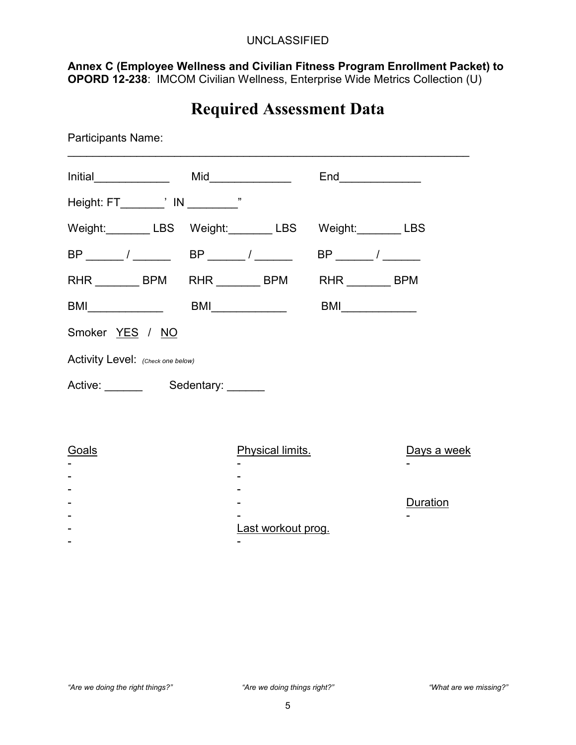**Annex C (Employee Wellness and Civilian Fitness Program Enrollment Packet) to OPORD 12-238**: IMCOM Civilian Wellness, Enterprise Wide Metrics Collection (U)

# Required Assessment Data

Participants Name: ______________________________________________________________

Initial____________ Mid_____________ End_____________

Height: FT_______' IN ________"

Weight:_______ LBS Weight:_______ LBS Weight:_______ LBS

BP ______ / ______ BP ______ / ______ BP ______ / ______

RHR _______ BPM RHR _______ BPM RHR _______ BPM

BMI____________ BMI____________ BMI____________

Smoker <u>YES</u> / <u>NO</u>

Activity Level: *(Check one below)*

Active: ______ Sedentary: ______

<u>Goals</u>

-
-
-
-
-
-
-

<u>Physical limits.</u>

-
-
-
-
-

<u>Last workout prog.</u>

-

<u>Days a week</u>

-

<u>Duration</u>

-

*"Are we doing the right things?"* *"Are we doing things right?"* *"What are we missing?"*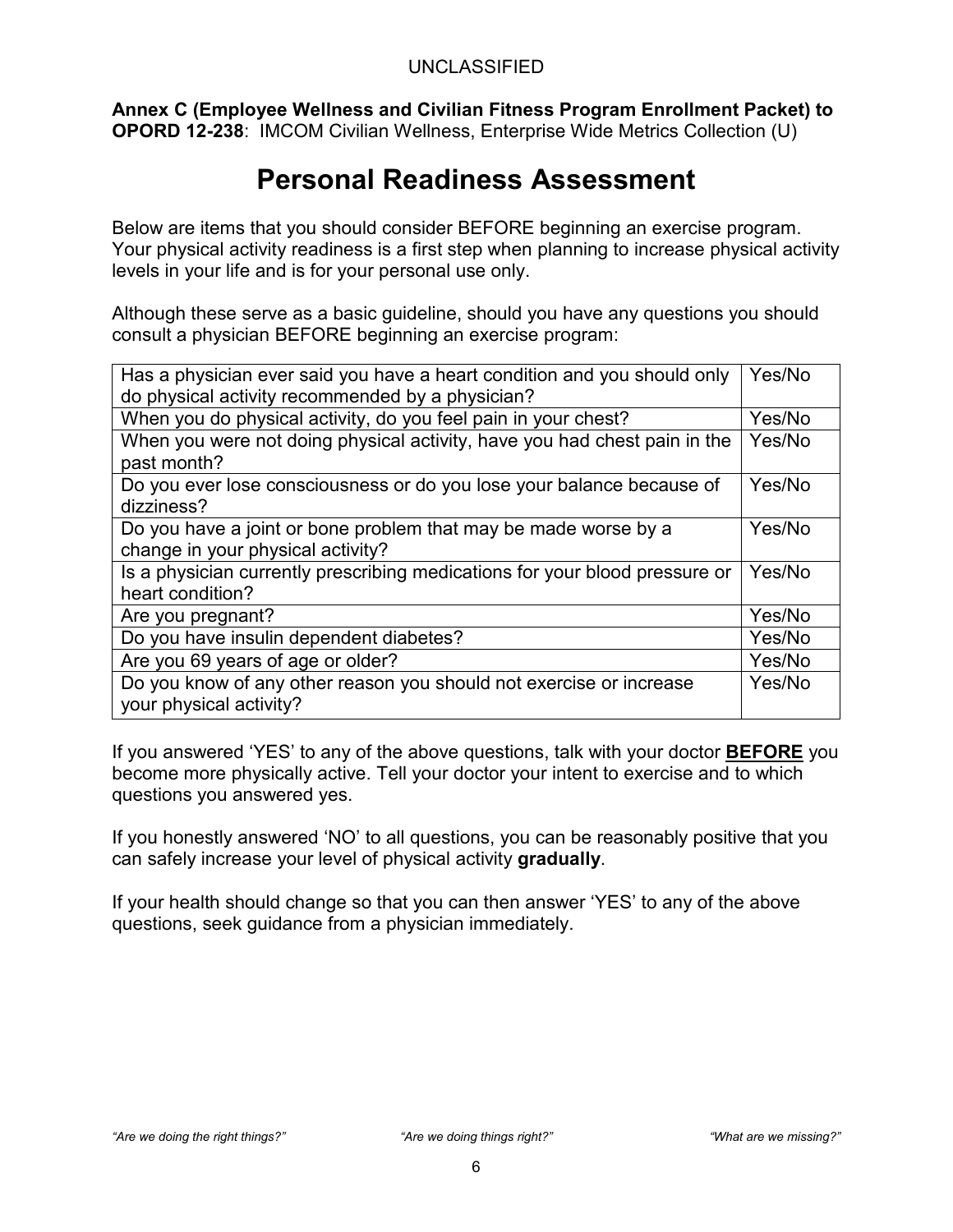**Annex C (Employee Wellness and Civilian Fitness Program Enrollment Packet) to OPORD 12-238**: IMCOM Civilian Wellness, Enterprise Wide Metrics Collection (U)

# Personal Readiness Assessment

Below are items that you should consider BEFORE beginning an exercise program. Your physical activity readiness is a first step when planning to increase physical activity levels in your life and is for your personal use only.

Although these serve as a basic guideline, should you have any questions you should consult a physician BEFORE beginning an exercise program:

| | |
|---|---|
| Has a physician ever said you have a heart condition and you should only do physical activity recommended by a physician? | Yes/No |
| When you do physical activity, do you feel pain in your chest? | Yes/No |
| When you were not doing physical activity, have you had chest pain in the past month? | Yes/No |
| Do you ever lose consciousness or do you lose your balance because of dizziness? | Yes/No |
| Do you have a joint or bone problem that may be made worse by a change in your physical activity? | Yes/No |
| Is a physician currently prescribing medications for your blood pressure or heart condition? | Yes/No |
| Are you pregnant? | Yes/No |
| Do you have insulin dependent diabetes? | Yes/No |
| Are you 69 years of age or older? | Yes/No |
| Do you know of any other reason you should not exercise or increase your physical activity? | Yes/No |

If you answered 'YES' to any of the above questions, talk with your doctor **BEFORE** you become more physically active. Tell your doctor your intent to exercise and to which questions you answered yes.

If you honestly answered 'NO' to all questions, you can be reasonably positive that you can safely increase your level of physical activity **gradually**.

If your health should change so that you can then answer 'YES' to any of the above questions, seek guidance from a physician immediately.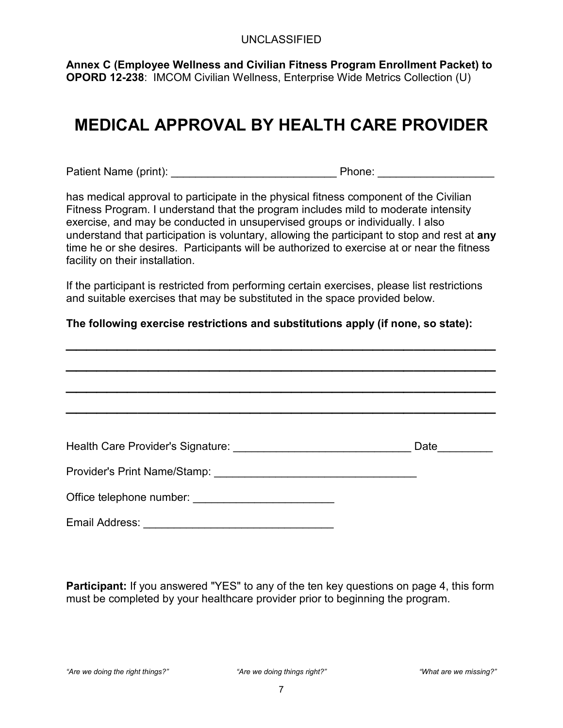UNCLASSIFIED

**Annex C (Employee Wellness and Civilian Fitness Program Enrollment Packet) to OPORD 12-238**: IMCOM Civilian Wellness, Enterprise Wide Metrics Collection (U)

# MEDICAL APPROVAL BY HEALTH CARE PROVIDER

Patient Name (print): ___________________________ Phone: ___________________

has medical approval to participate in the physical fitness component of the Civilian Fitness Program. I understand that the program includes mild to moderate intensity exercise, and may be conducted in unsupervised groups or individually. I also understand that participation is voluntary, allowing the participant to stop and rest at **any** time he or she desires. Participants will be authorized to exercise at or near the fitness facility on their installation.

If the participant is restricted from performing certain exercises, please list restrictions and suitable exercises that may be substituted in the space provided below.

**The following exercise restrictions and substitutions apply (if none, so state):**

________________________________________________________________

________________________________________________________________

________________________________________________________________

________________________________________________________________

Health Care Provider's Signature: _____________________________ Date_________

Provider's Print Name/Stamp: _________________________________

Office telephone number: _______________________

Email Address: _______________________________

**Participant:** If you answered "YES" to any of the ten key questions on page 4, this form must be completed by your healthcare provider prior to beginning the program.

*"Are we doing the right things?"* *"Are we doing things right?"* *"What are we missing?"*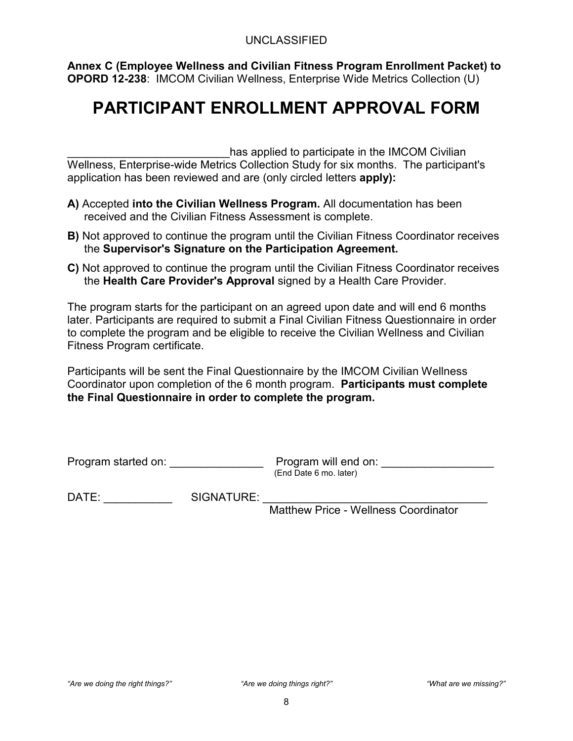**Annex C (Employee Wellness and Civilian Fitness Program Enrollment Packet) to OPORD 12-238**: IMCOM Civilian Wellness, Enterprise Wide Metrics Collection (U)

# PARTICIPANT ENROLLMENT APPROVAL FORM

__________________________has applied to participate in the IMCOM Civilian Wellness, Enterprise-wide Metrics Collection Study for six months. The participant's application has been reviewed and are (only circled letters **apply):**

**A)** Accepted **into the Civilian Wellness Program.** All documentation has been received and the Civilian Fitness Assessment is complete.

**B)** Not approved to continue the program until the Civilian Fitness Coordinator receives the **Supervisor's Signature on the Participation Agreement.**

**C)** Not approved to continue the program until the Civilian Fitness Coordinator receives the **Health Care Provider's Approval** signed by a Health Care Provider.

The program starts for the participant on an agreed upon date and will end 6 months later. Participants are required to submit a Final Civilian Fitness Questionnaire in order to complete the program and be eligible to receive the Civilian Wellness and Civilian Fitness Program certificate.

Participants will be sent the Final Questionnaire by the IMCOM Civilian Wellness Coordinator upon completion of the 6 month program. **Participants must complete the Final Questionnaire in order to complete the program.**

Program started on: _______________ Program will end on: __________________
(End Date 6 mo. later)

DATE: ___________ SIGNATURE: ___________________________________
Matthew Price - Wellness Coordinator

*"Are we doing the right things?"* *"Are we doing things right?"* *"What are we missing?"*